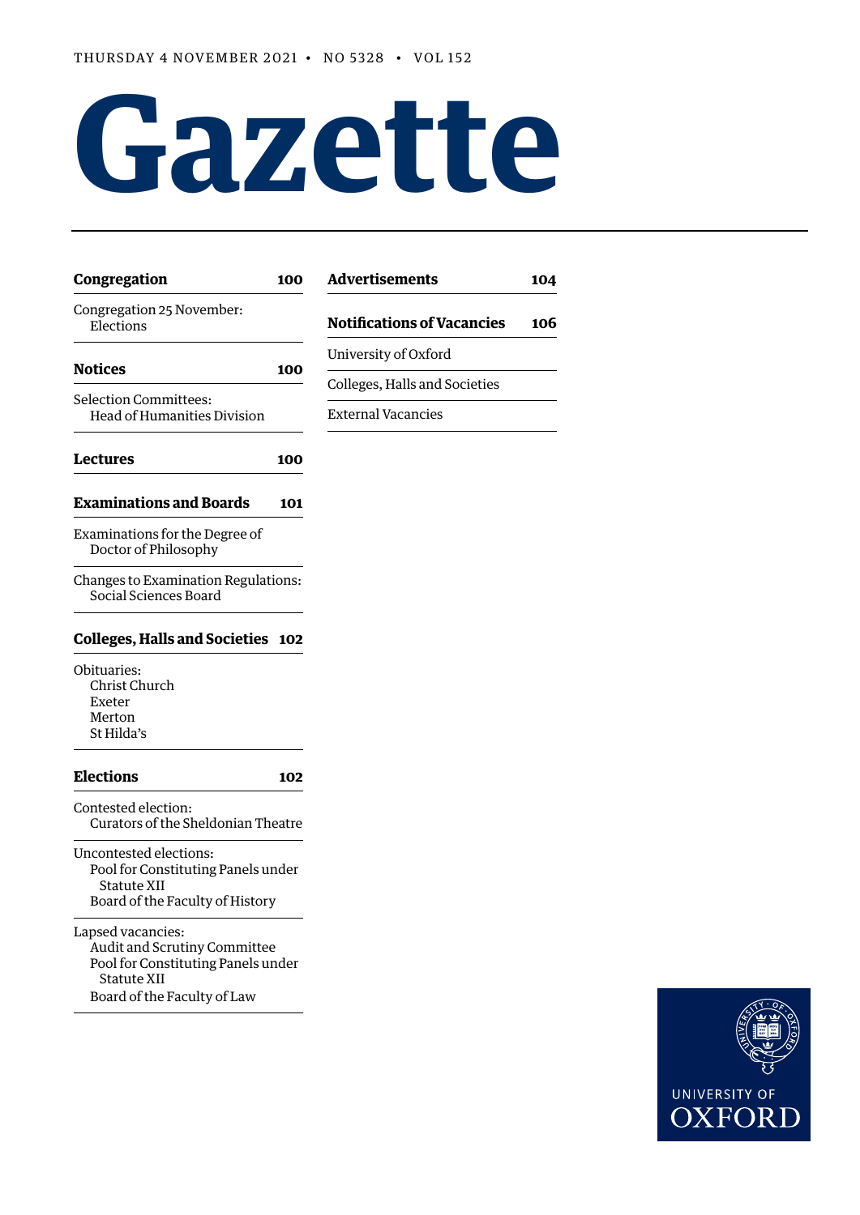THURSDAY 4 NOVEMBER 2021 • NO 5328 • VOL 152

# Gazette

**Congregation** 100

Congregation 25 November:
Elections

**Notices** 100

Selection Committees:
Head of Humanities Division

**Lectures** 100

**Examinations and Boards** 101

Examinations for the Degree of Doctor of Philosophy

Changes to Examination Regulations:
Social Sciences Board

**Colleges, Halls and Societies** 102

Obituaries:
- Christ Church
- Exeter
- Merton
- St Hilda's

**Elections** 102

Contested election:
Curators of the Sheldonian Theatre

Uncontested elections:
- Pool for Constituting Panels under Statute XII
- Board of the Faculty of History

Lapsed vacancies:
- Audit and Scrutiny Committee
- Pool for Constituting Panels under Statute XII
- Board of the Faculty of Law

**Advertisements** 104

**Notifications of Vacancies** 106

University of Oxford

Colleges, Halls and Societies

External Vacancies

UNIVERSITY OF OXFORD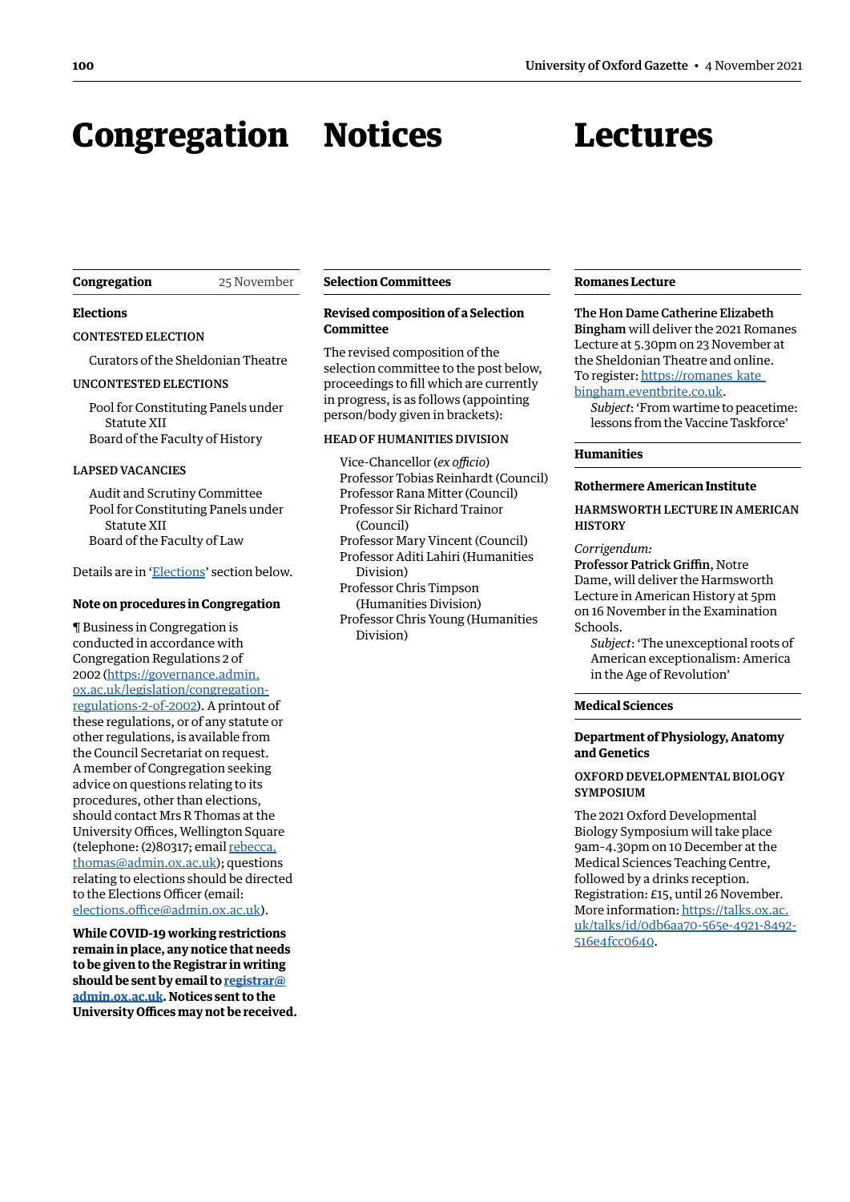# Congregation

**Congregation** 25 November

### Elections

CONTESTED ELECTION

Curators of the Sheldonian Theatre

UNCONTESTED ELECTIONS

Pool for Constituting Panels under Statute XII
Board of the Faculty of History

LAPSED VACANCIES

Audit and Scrutiny Committee
Pool for Constituting Panels under Statute XII
Board of the Faculty of Law

Details are in 'Elections' section below.

### Note on procedures in Congregation

¶ Business in Congregation is conducted in accordance with Congregation Regulations 2 of 2002 (https://governance.admin.ox.ac.uk/legislation/congregation-regulations-2-of-2002). A printout of these regulations, or of any statute or other regulations, is available from the Council Secretariat on request. A member of Congregation seeking advice on questions relating to its procedures, other than elections, should contact Mrs R Thomas at the University Offices, Wellington Square (telephone: (2)80317; email rebecca.thomas@admin.ox.ac.uk); questions relating to elections should be directed to the Elections Officer (email: elections.office@admin.ox.ac.uk).

**While COVID-19 working restrictions remain in place, any notice that needs to be given to the Registrar in writing should be sent by email to registrar@admin.ox.ac.uk. Notices sent to the University Offices may not be received.**

# Notices

**Selection Committees**

### Revised composition of a Selection Committee

The revised composition of the selection committee to the post below, proceedings to fill which are currently in progress, is as follows (appointing person/body given in brackets):

HEAD OF HUMANITIES DIVISION

Vice-Chancellor (*ex officio*)
Professor Tobias Reinhardt (Council)
Professor Rana Mitter (Council)
Professor Sir Richard Trainor (Council)
Professor Mary Vincent (Council)
Professor Aditi Lahiri (Humanities Division)
Professor Chris Timpson (Humanities Division)
Professor Chris Young (Humanities Division)

# Lectures

**Romanes Lecture**

**The Hon Dame Catherine Elizabeth Bingham** will deliver the 2021 Romanes Lecture at 5.30pm on 23 November at the Sheldonian Theatre and online.
To register: https://romanes_kate_bingham.eventbrite.co.uk.

*Subject*: 'From wartime to peacetime: lessons from the Vaccine Taskforce'

**Humanities**

### Rothermere American Institute

HARMSWORTH LECTURE IN AMERICAN HISTORY

*Corrigendum:*
**Professor Patrick Griffin**, Notre Dame, will deliver the Harmsworth Lecture in American History at 5pm on 16 November in the Examination Schools.

*Subject*: 'The unexceptional roots of American exceptionalism: America in the Age of Revolution'

**Medical Sciences**

### Department of Physiology, Anatomy and Genetics

OXFORD DEVELOPMENTAL BIOLOGY SYMPOSIUM

The 2021 Oxford Developmental Biology Symposium will take place 9am–4.30pm on 10 December at the Medical Sciences Teaching Centre, followed by a drinks reception. Registration: £15, until 26 November. More information: https://talks.ox.ac.uk/talks/id/0db6aa70-565e-4921-8492-516e4fcc0640.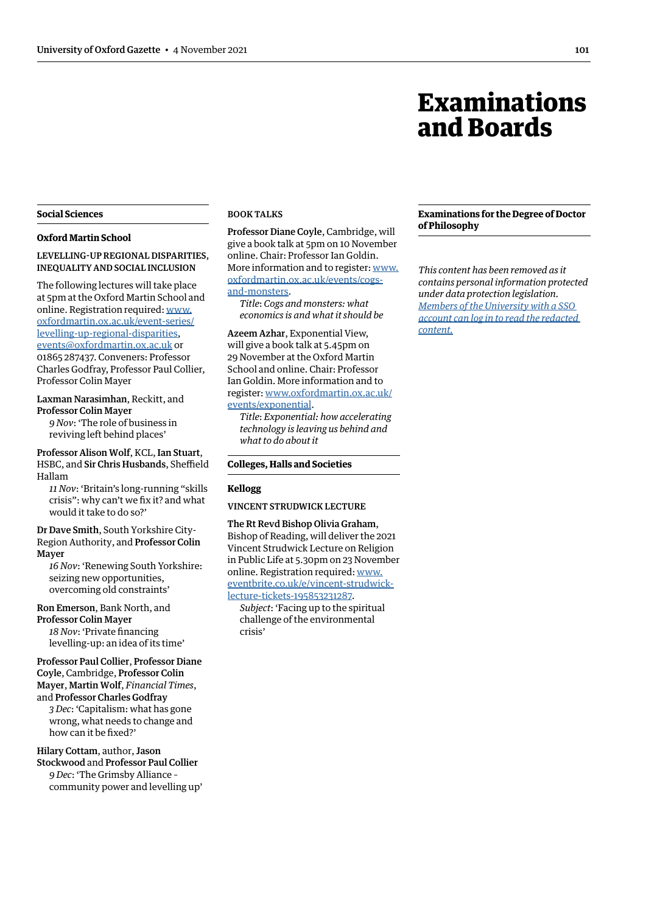# Examinations and Boards

## Social Sciences

### Oxford Martin School

LEVELLING-UP REGIONAL DISPARITIES, INEQUALITY AND SOCIAL INCLUSION

The following lectures will take place at 5pm at the Oxford Martin School and online. Registration required: www.oxfordmartin.ox.ac.uk/event-series/levelling-up-regional-disparities, events@oxfordmartin.ox.ac.uk or 01865 287437. Conveners: Professor Charles Godfray, Professor Paul Collier, Professor Colin Mayer

**Laxman Narasimhan**, Reckitt, and **Professor Colin Mayer**
*9 Nov*: 'The role of business in reviving left behind places'

**Professor Alison Wolf**, KCL, **Ian Stuart**, HSBC, and **Sir Chris Husbands**, Sheffield Hallam
*11 Nov*: 'Britain's long-running "skills crisis": why can't we fix it? and what would it take to do so?'

**Dr Dave Smith**, South Yorkshire City-Region Authority, and **Professor Colin Mayer**
*16 Nov*: 'Renewing South Yorkshire: seizing new opportunities, overcoming old constraints'

**Ron Emerson**, Bank North, and **Professor Colin Mayer**
*18 Nov*: 'Private financing levelling-up: an idea of its time'

**Professor Paul Collier**, **Professor Diane Coyle**, Cambridge, **Professor Colin Mayer**, **Martin Wolf**, *Financial Times*, and **Professor Charles Godfray**
*3 Dec*: 'Capitalism: what has gone wrong, what needs to change and how can it be fixed?'

**Hilary Cottam**, author, **Jason Stockwood** and **Professor Paul Collier**
*9 Dec*: 'The Grimsby Alliance - community power and levelling up'

BOOK TALKS

**Professor Diane Coyle**, Cambridge, will give a book talk at 5pm on 10 November online. Chair: Professor Ian Goldin. More information and to register: www.oxfordmartin.ox.ac.uk/events/cogs-and-monsters.
*Title*: *Cogs and monsters: what economics is and what it should be*

**Azeem Azhar**, Exponential View, will give a book talk at 5.45pm on 29 November at the Oxford Martin School and online. Chair: Professor Ian Goldin. More information and to register: www.oxfordmartin.ox.ac.uk/events/exponential.
*Title*: *Exponential: how accelerating technology is leaving us behind and what to do about it*

## Colleges, Halls and Societies

### Kellogg

VINCENT STRUDWICK LECTURE

**The Rt Revd Bishop Olivia Graham**, Bishop of Reading, will deliver the 2021 Vincent Strudwick Lecture on Religion in Public Life at 5.30pm on 23 November online. Registration required: www.eventbrite.co.uk/e/vincent-strudwick-lecture-tickets-195853231287.
*Subject*: 'Facing up to the spiritual challenge of the environmental crisis'

## Examinations for the Degree of Doctor of Philosophy

*This content has been removed as it contains personal information protected under data protection legislation. Members of the University with a SSO account can log in to read the redacted content.*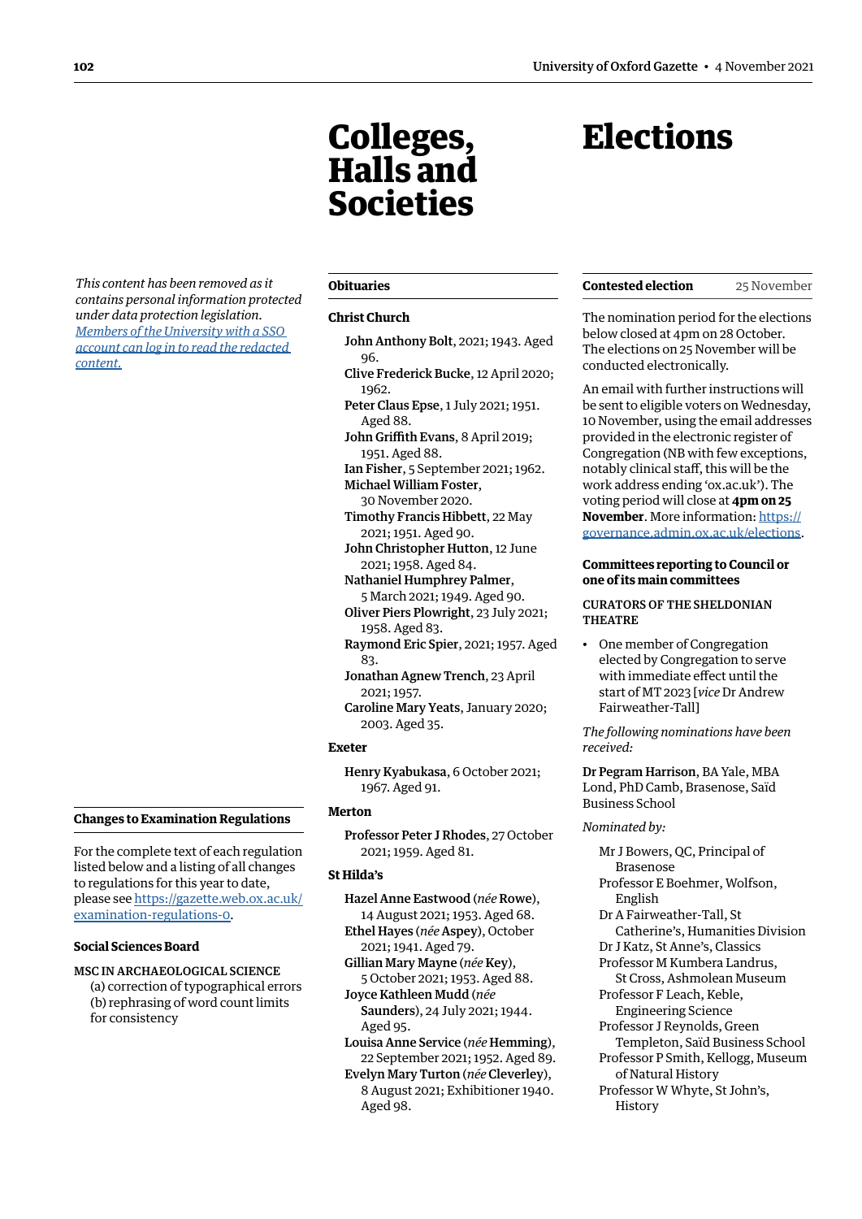*This content has been removed as it contains personal information protected under data protection legislation. [Members of the University with a SSO account can log in to read the redacted content.]*

## Changes to Examination Regulations

For the complete text of each regulation listed below and a listing of all changes to regulations for this year to date, please see https://gazette.web.ox.ac.uk/examination-regulations-0.

### Social Sciences Board

MSC IN ARCHAEOLOGICAL SCIENCE

(a) correction of typographical errors
(b) rephrasing of word count limits for consistency

# Colleges, Halls and Societies

## Obituaries

### Christ Church

**John Anthony Bolt**, 2021; 1943. Aged 96.
**Clive Frederick Bucke**, 12 April 2020; 1962.
**Peter Claus Epse**, 1 July 2021; 1951. Aged 88.
**John Griffith Evans**, 8 April 2019; 1951. Aged 88.
**Ian Fisher**, 5 September 2021; 1962.
**Michael William Foster**, 30 November 2020.
**Timothy Francis Hibbett**, 22 May 2021; 1951. Aged 90.
**John Christopher Hutton**, 12 June 2021; 1958. Aged 84.
**Nathaniel Humphrey Palmer**, 5 March 2021; 1949. Aged 90.
**Oliver Piers Plowright**, 23 July 2021; 1958. Aged 83.
**Raymond Eric Spier**, 2021; 1957. Aged 83.
**Jonathan Agnew Trench**, 23 April 2021; 1957.
**Caroline Mary Yeats**, January 2020; 2003. Aged 35.

### Exeter

**Henry Kyabukasa**, 6 October 2021; 1967. Aged 91.

### Merton

**Professor Peter J Rhodes**, 27 October 2021; 1959. Aged 81.

### St Hilda's

**Hazel Anne Eastwood** (*née* **Rowe**), 14 August 2021; 1953. Aged 68.
**Ethel Hayes** (*née* **Aspey**), October 2021; 1941. Aged 79.
**Gillian Mary Mayne** (*née* **Key**), 5 October 2021; 1953. Aged 88.
**Joyce Kathleen Mudd** (*née* **Saunders**), 24 July 2021; 1944. Aged 95.
**Louisa Anne Service** (*née* **Hemming**), 22 September 2021; 1952. Aged 89.
**Evelyn Mary Turton** (*née* **Cleverley**), 8 August 2021; Exhibitioner 1940. Aged 98.

# Elections

## Contested election — 25 November

The nomination period for the elections below closed at 4pm on 28 October. The elections on 25 November will be conducted electronically.

An email with further instructions will be sent to eligible voters on Wednesday, 10 November, using the email addresses provided in the electronic register of Congregation (NB with few exceptions, notably clinical staff, this will be the work address ending 'ox.ac.uk'). The voting period will close at **4pm on 25 November**. More information: https://governance.admin.ox.ac.uk/elections.

### Committees reporting to Council or one of its main committees

CURATORS OF THE SHELDONIAN THEATRE

- One member of Congregation elected by Congregation to serve with immediate effect until the start of MT 2023 [*vice* Dr Andrew Fairweather-Tall]

*The following nominations have been received:*

**Dr Pegram Harrison**, BA Yale, MBA Lond, PhD Camb, Brasenose, Saïd Business School

*Nominated by:*

Mr J Bowers, QC, Principal of Brasenose
Professor E Boehmer, Wolfson, English
Dr A Fairweather-Tall, St Catherine's, Humanities Division
Dr J Katz, St Anne's, Classics
Professor M Kumbera Landrus, St Cross, Ashmolean Museum
Professor F Leach, Keble, Engineering Science
Professor J Reynolds, Green Templeton, Saïd Business School
Professor P Smith, Kellogg, Museum of Natural History
Professor W Whyte, St John's, History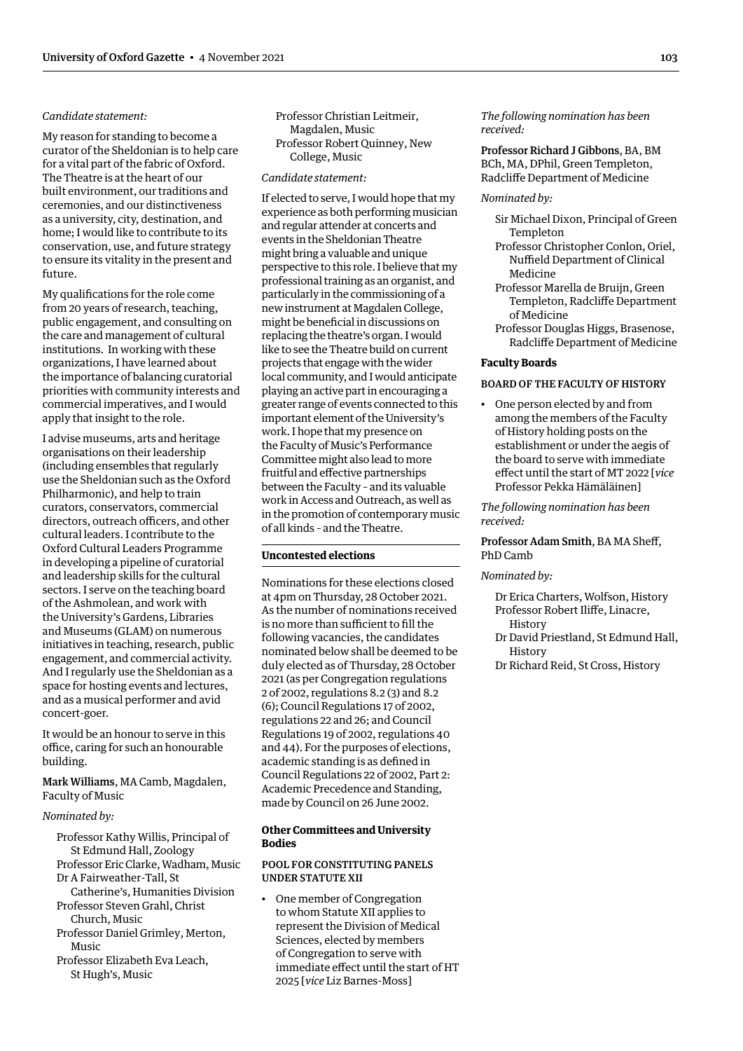*Candidate statement:*

My reason for standing to become a curator of the Sheldonian is to help care for a vital part of the fabric of Oxford. The Theatre is at the heart of our built environment, our traditions and ceremonies, and our distinctiveness as a university, city, destination, and home; I would like to contribute to its conservation, use, and future strategy to ensure its vitality in the present and future.

My qualifications for the role come from 20 years of research, teaching, public engagement, and consulting on the care and management of cultural institutions. In working with these organizations, I have learned about the importance of balancing curatorial priorities with community interests and commercial imperatives, and I would apply that insight to the role.

I advise museums, arts and heritage organisations on their leadership (including ensembles that regularly use the Sheldonian such as the Oxford Philharmonic), and help to train curators, conservators, commercial directors, outreach officers, and other cultural leaders. I contribute to the Oxford Cultural Leaders Programme in developing a pipeline of curatorial and leadership skills for the cultural sectors. I serve on the teaching board of the Ashmolean, and work with the University's Gardens, Libraries and Museums (GLAM) on numerous initiatives in teaching, research, public engagement, and commercial activity. And I regularly use the Sheldonian as a space for hosting events and lectures, and as a musical performer and avid concert-goer.

It would be an honour to serve in this office, caring for such an honourable building.

**Mark Williams**, MA Camb, Magdalen, Faculty of Music

*Nominated by:*

- Professor Kathy Willis, Principal of St Edmund Hall, Zoology
- Professor Eric Clarke, Wadham, Music
- Dr A Fairweather-Tall, St Catherine's, Humanities Division
- Professor Steven Grahl, Christ Church, Music
- Professor Daniel Grimley, Merton, Music
- Professor Elizabeth Eva Leach, St Hugh's, Music
- Professor Christian Leitmeir, Magdalen, Music
- Professor Robert Quinney, New College, Music

*Candidate statement:*

If elected to serve, I would hope that my experience as both performing musician and regular attender at concerts and events in the Sheldonian Theatre might bring a valuable and unique perspective to this role. I believe that my professional training as an organist, and particularly in the commissioning of a new instrument at Magdalen College, might be beneficial in discussions on replacing the theatre's organ. I would like to see the Theatre build on current projects that engage with the wider local community, and I would anticipate playing an active part in encouraging a greater range of events connected to this important element of the University's work. I hope that my presence on the Faculty of Music's Performance Committee might also lead to more fruitful and effective partnerships between the Faculty – and its valuable work in Access and Outreach, as well as in the promotion of contemporary music of all kinds – and the Theatre.

## Uncontested elections

Nominations for these elections closed at 4pm on Thursday, 28 October 2021. As the number of nominations received is no more than sufficient to fill the following vacancies, the candidates nominated below shall be deemed to be duly elected as of Thursday, 28 October 2021 (as per Congregation regulations 2 of 2002, regulations 8.2 (3) and 8.2 (6); Council Regulations 17 of 2002, regulations 22 and 26; and Council Regulations 19 of 2002, regulations 40 and 44). For the purposes of elections, academic standing is as defined in Council Regulations 22 of 2002, Part 2: Academic Precedence and Standing, made by Council on 26 June 2002.

### Other Committees and University Bodies

#### POOL FOR CONSTITUTING PANELS UNDER STATUTE XII

- One member of Congregation to whom Statute XII applies to represent the Division of Medical Sciences, elected by members of Congregation to serve with immediate effect until the start of HT 2025 [*vice* Liz Barnes-Moss]

*The following nomination has been received:*

**Professor Richard J Gibbons**, BA, BM BCh, MA, DPhil, Green Templeton, Radcliffe Department of Medicine

*Nominated by:*

- Sir Michael Dixon, Principal of Green Templeton
- Professor Christopher Conlon, Oriel, Nuffield Department of Clinical Medicine
- Professor Marella de Bruijn, Green Templeton, Radcliffe Department of Medicine
- Professor Douglas Higgs, Brasenose, Radcliffe Department of Medicine

### Faculty Boards

#### BOARD OF THE FACULTY OF HISTORY

- One person elected by and from among the members of the Faculty of History holding posts on the establishment or under the aegis of the board to serve with immediate effect until the start of MT 2022 [*vice* Professor Pekka Hämäläinen]

*The following nomination has been received:*

**Professor Adam Smith**, BA MA Sheff, PhD Camb

*Nominated by:*

- Dr Erica Charters, Wolfson, History
- Professor Robert Iliffe, Linacre, History
- Dr David Priestland, St Edmund Hall, History
- Dr Richard Reid, St Cross, History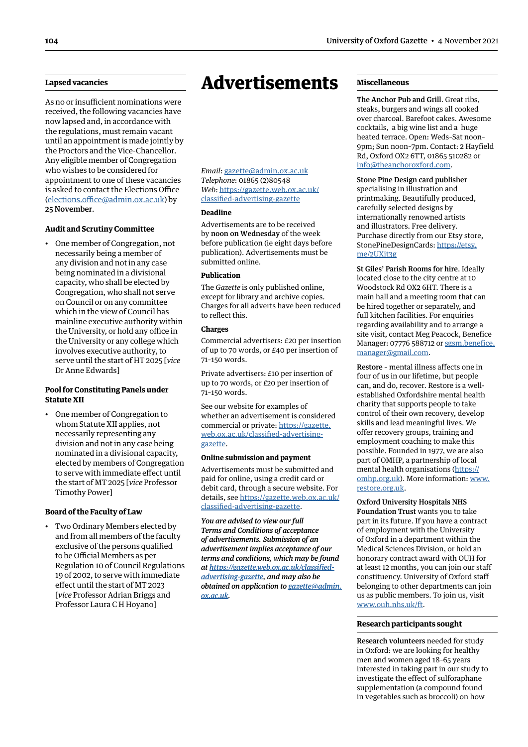## Lapsed vacancies

As no or insufficient nominations were received, the following vacancies have now lapsed and, in accordance with the regulations, must remain vacant until an appointment is made jointly by the Proctors and the Vice-Chancellor. Any eligible member of Congregation who wishes to be considered for appointment to one of these vacancies is asked to contact the Elections Office (elections.office@admin.ox.ac.uk) by 25 November.

### Audit and Scrutiny Committee

- One member of Congregation, not necessarily being a member of any division and not in any case being nominated in a divisional capacity, who shall be elected by Congregation, who shall not serve on Council or on any committee which in the view of Council has mainline executive authority within the University, or hold any office in the University or any college which involves executive authority, to serve until the start of HT 2025 [*vice* Dr Anne Edwards]

### Pool for Constituting Panels under Statute XII

- One member of Congregation to whom Statute XII applies, not necessarily representing any division and not in any case being nominated in a divisional capacity, elected by members of Congregation to serve with immediate effect until the start of MT 2025 [*vice* Professor Timothy Power]

### Board of the Faculty of Law

- Two Ordinary Members elected by and from all members of the faculty exclusive of the persons qualified to be Official Members as per Regulation 10 of Council Regulations 19 of 2002, to serve with immediate effect until the start of MT 2023 [*vice* Professor Adrian Briggs and Professor Laura C H Hoyano]

# Advertisements

*Email*: gazette@admin.ox.ac.uk
*Telephone*: 01865 (2)80548
*Web*: https://gazette.web.ox.ac.uk/classified-advertising-gazette

### Deadline

Advertisements are to be received by **noon on Wednesday** of the week before publication (ie eight days before publication). Advertisements must be submitted online.

### Publication

The *Gazette* is only published online, except for library and archive copies. Charges for all adverts have been reduced to reflect this.

### Charges

Commercial advertisers: £20 per insertion of up to 70 words, or £40 per insertion of 71–150 words.

Private advertisers: £10 per insertion of up to 70 words, or £20 per insertion of 71–150 words.

See our website for examples of whether an advertisement is considered commercial or private: https://gazette.web.ox.ac.uk/classified-advertising-gazette.

### Online submission and payment

Advertisements must be submitted and paid for online, using a credit card or debit card, through a secure website. For details, see https://gazette.web.ox.ac.uk/classified-advertising-gazette.

***You are advised to view our full Terms and Conditions of acceptance of advertisements. Submission of an advertisement implies acceptance of our terms and conditions, which may be found at https://gazette.web.ox.ac.uk/classified-advertising-gazette, and may also be obtained on application to gazette@admin.ox.ac.uk.***

## Miscellaneous

**The Anchor Pub and Grill**. Great ribs, steaks, burgers and wings all cooked over charcoal. Barefoot cakes. Awesome cocktails, a big wine list and a huge heated terrace. Open: Weds–Sat noon–9pm; Sun noon–7pm. Contact: 2 Hayfield Rd, Oxford OX2 6TT, 01865 510282 or info@theanchoroxford.com.

**Stone Pine Design card publisher** specialising in illustration and printmaking. Beautifully produced, carefully selected designs by internationally renowned artists and illustrators. Free delivery. Purchase directly from our Etsy store, StonePineDesignCards: https://etsy.me/2UXit3g

**St Giles' Parish Rooms for hire**. Ideally located close to the city centre at 10 Woodstock Rd OX2 6HT. There is a main hall and a meeting room that can be hired together or separately, and full kitchen facilities. For enquiries regarding availability and to arrange a site visit, contact Meg Peacock, Benefice Manager: 07776 588712 or sgsm.benefice.manager@gmail.com.

**Restore** – mental illness affects one in four of us in our lifetime, but people can, and do, recover. Restore is a well-established Oxfordshire mental health charity that supports people to take control of their own recovery, develop skills and lead meaningful lives. We offer recovery groups, training and employment coaching to make this possible. Founded in 1977, we are also part of OMHP, a partnership of local mental health organisations (https://omhp.org.uk). More information: www.restore.org.uk.

**Oxford University Hospitals NHS Foundation Trust** wants you to take part in its future. If you have a contract of employment with the University of Oxford in a department within the Medical Sciences Division, or hold an honorary contract award with OUH for at least 12 months, you can join our staff constituency. University of Oxford staff belonging to other departments can join us as public members. To join us, visit www.ouh.nhs.uk/ft.

## Research participants sought

**Research volunteers** needed for study in Oxford: we are looking for healthy men and women aged 18–65 years interested in taking part in our study to investigate the effect of sulforaphane supplementation (a compound found in vegetables such as broccoli) on how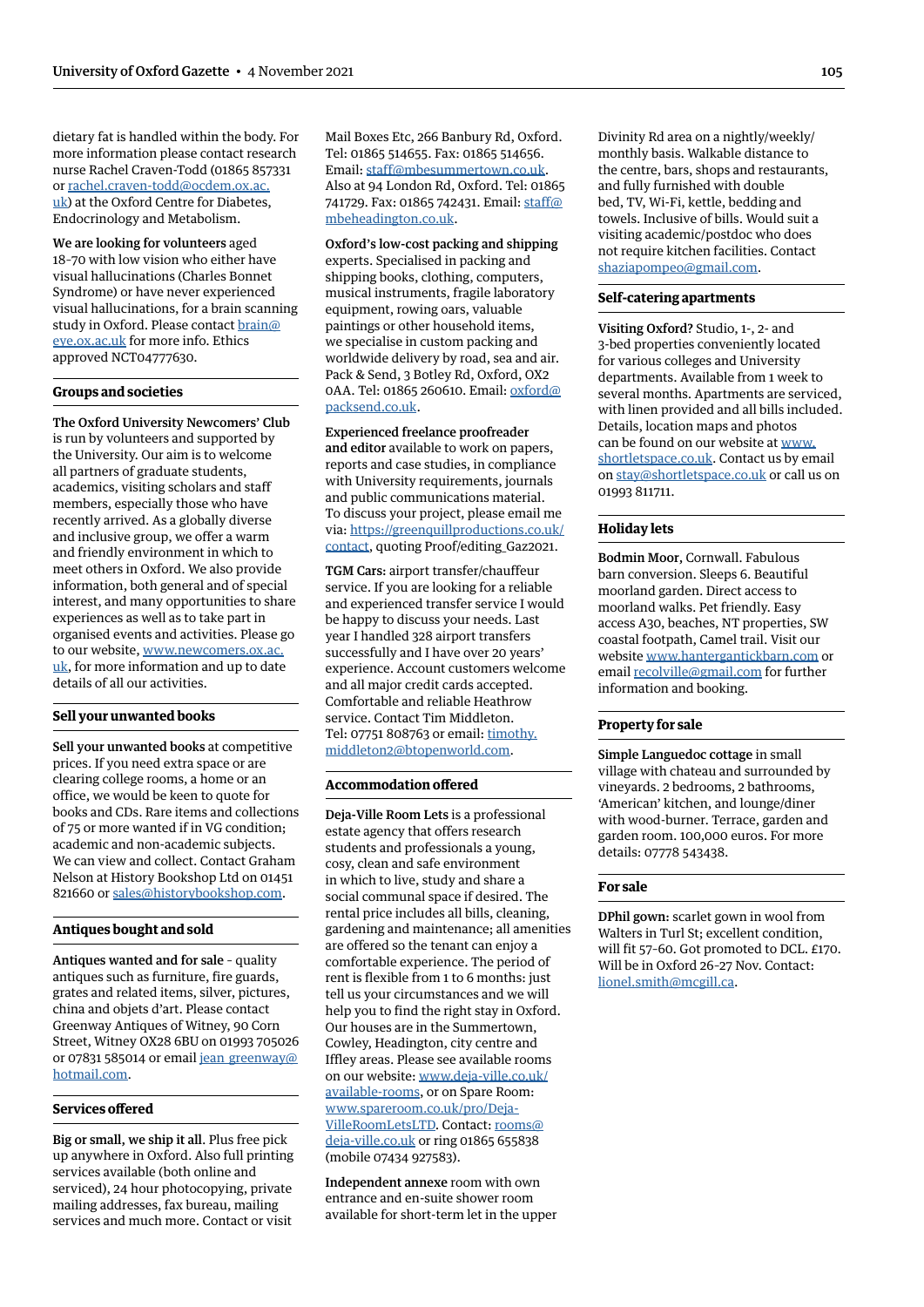dietary fat is handled within the body. For more information please contact research nurse Rachel Craven-Todd (01865 857331 or rachel.craven-todd@ocdem.ox.ac.uk) at the Oxford Centre for Diabetes, Endocrinology and Metabolism.

**We are looking for volunteers** aged 18–70 with low vision who either have visual hallucinations (Charles Bonnet Syndrome) or have never experienced visual hallucinations, for a brain scanning study in Oxford. Please contact brain@eye.ox.ac.uk for more info. Ethics approved NCT04777630.

## Groups and societies

**The Oxford University Newcomers' Club** is run by volunteers and supported by the University. Our aim is to welcome all partners of graduate students, academics, visiting scholars and staff members, especially those who have recently arrived. As a globally diverse and inclusive group, we offer a warm and friendly environment in which to meet others in Oxford. We also provide information, both general and of special interest, and many opportunities to share experiences as well as to take part in organised events and activities. Please go to our website, www.newcomers.ox.ac.uk, for more information and up to date details of all our activities.

## Sell your unwanted books

**Sell your unwanted books** at competitive prices. If you need extra space or are clearing college rooms, a home or an office, we would be keen to quote for books and CDs. Rare items and collections of 75 or more wanted if in VG condition; academic and non-academic subjects. We can view and collect. Contact Graham Nelson at History Bookshop Ltd on 01451 821660 or sales@historybookshop.com.

## Antiques bought and sold

**Antiques wanted and for sale** – quality antiques such as furniture, fire guards, grates and related items, silver, pictures, china and objets d'art. Please contact Greenway Antiques of Witney, 90 Corn Street, Witney OX28 6BU on 01993 705026 or 07831 585014 or email jean_greenway@hotmail.com.

## Services offered

**Big or small, we ship it all.** Plus free pick up anywhere in Oxford. Also full printing services available (both online and serviced), 24 hour photocopying, private mailing addresses, fax bureau, mailing services and much more. Contact or visit Mail Boxes Etc, 266 Banbury Rd, Oxford. Tel: 01865 514655. Fax: 01865 514656. Email: staff@mbesummertown.co.uk. Also at 94 London Rd, Oxford. Tel: 01865 741729. Fax: 01865 742431. Email: staff@mbeheadington.co.uk.

**Oxford's low-cost packing and shipping** experts. Specialised in packing and shipping books, clothing, computers, musical instruments, fragile laboratory equipment, rowing oars, valuable paintings or other household items, we specialise in custom packing and worldwide delivery by road, sea and air. Pack & Send, 3 Botley Rd, Oxford, OX2 0AA. Tel: 01865 260610. Email: oxford@packsend.co.uk.

**Experienced freelance proofreader and editor** available to work on papers, reports and case studies, in compliance with University requirements, journals and public communications material. To discuss your project, please email me via: https://greenquillproductions.co.uk/contact, quoting Proof/editing_Gaz2021.

**TGM Cars:** airport transfer/chauffeur service. If you are looking for a reliable and experienced transfer service I would be happy to discuss your needs. Last year I handled 328 airport transfers successfully and I have over 20 years' experience. Account customers welcome and all major credit cards accepted. Comfortable and reliable Heathrow service. Contact Tim Middleton. Tel: 07751 808763 or email: timothy.middleton2@btopenworld.com.

## Accommodation offered

**Deja-Ville Room Lets** is a professional estate agency that offers research students and professionals a young, cosy, clean and safe environment in which to live, study and share a social communal space if desired. The rental price includes all bills, cleaning, gardening and maintenance; all amenities are offered so the tenant can enjoy a comfortable experience. The period of rent is flexible from 1 to 6 months: just tell us your circumstances and we will help you to find the right stay in Oxford. Our houses are in the Summertown, Cowley, Headington, city centre and Iffley areas. Please see available rooms on our website: www.deja-ville.co.uk/available-rooms, or on Spare Room: www.spareroom.co.uk/pro/Deja-VilleRoomLetsLTD. Contact: rooms@deja-ville.co.uk or ring 01865 655838 (mobile 07434 927583).

**Independent annexe** room with own entrance and en-suite shower room available for short-term let in the upper Divinity Rd area on a nightly/weekly/monthly basis. Walkable distance to the centre, bars, shops and restaurants, and fully furnished with double bed, TV, Wi-Fi, kettle, bedding and towels. Inclusive of bills. Would suit a visiting academic/postdoc who does not require kitchen facilities. Contact shaziapompeo@gmail.com.

## Self-catering apartments

**Visiting Oxford?** Studio, 1-, 2- and 3-bed properties conveniently located for various colleges and University departments. Available from 1 week to several months. Apartments are serviced, with linen provided and all bills included. Details, location maps and photos can be found on our website at www.shortletspace.co.uk. Contact us by email on stay@shortletspace.co.uk or call us on 01993 811711.

## Holiday lets

**Bodmin Moor,** Cornwall. Fabulous barn conversion. Sleeps 6. Beautiful moorland garden. Direct access to moorland walks. Pet friendly. Easy access A30, beaches, NT properties, SW coastal footpath, Camel trail. Visit our website www.hanterganticknbarn.com or email recolville@gmail.com for further information and booking.

## Property for sale

**Simple Languedoc cottage** in small village with chateau and surrounded by vineyards. 2 bedrooms, 2 bathrooms, 'American' kitchen, and lounge/diner with wood-burner. Terrace, garden and garden room. 100,000 euros. For more details: 07778 543438.

## For sale

**DPhil gown:** scarlet gown in wool from Walters in Turl St; excellent condition, will fit 57–60. Got promoted to DCL. £170. Will be in Oxford 26–27 Nov. Contact: lionel.smith@mcgill.ca.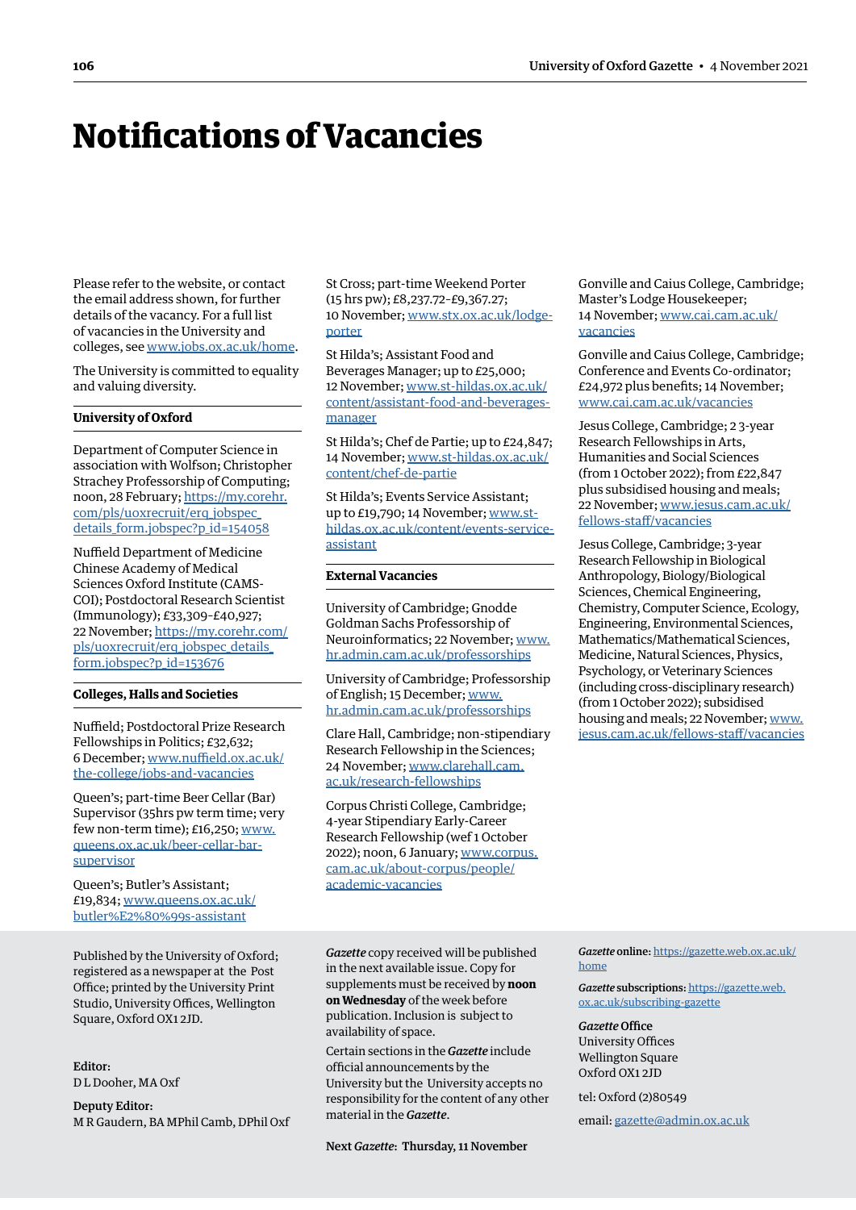# Notifications of Vacancies

Please refer to the website, or contact the email address shown, for further details of the vacancy. For a full list of vacancies in the University and colleges, see www.jobs.ox.ac.uk/home.

The University is committed to equality and valuing diversity.

### University of Oxford

Department of Computer Science in association with Wolfson; Christopher Strachey Professorship of Computing; noon, 28 February; https://my.corehr.com/pls/uoxrecruit/erq_jobspec_details_form.jobspec?p_id=154058

Nuffield Department of Medicine Chinese Academy of Medical Sciences Oxford Institute (CAMS-COI); Postdoctoral Research Scientist (Immunology); £33,309–£40,927; 22 November; https://my.corehr.com/pls/uoxrecruit/erq_jobspec_details_form.jobspec?p_id=153676

### Colleges, Halls and Societies

Nuffield; Postdoctoral Prize Research Fellowships in Politics; £32,632; 6 December; www.nuffield.ox.ac.uk/the-college/jobs-and-vacancies

Queen's; part-time Beer Cellar (Bar) Supervisor (35hrs pw term time; very few non-term time); £16,250; www.queens.ox.ac.uk/beer-cellar-bar-supervisor

Queen's; Butler's Assistant; £19,834; www.queens.ox.ac.uk/butler%E2%80%99s-assistant

St Cross; part-time Weekend Porter (15 hrs pw); £8,237.72–£9,367.27; 10 November; www.stx.ox.ac.uk/lodge-porter

St Hilda's; Assistant Food and Beverages Manager; up to £25,000; 12 November; www.st-hildas.ox.ac.uk/content/assistant-food-and-beverages-manager

St Hilda's; Chef de Partie; up to £24,847; 14 November; www.st-hildas.ox.ac.uk/content/chef-de-partie

St Hilda's; Events Service Assistant; up to £19,790; 14 November; www.st-hildas.ox.ac.uk/content/events-service-assistant

### External Vacancies

University of Cambridge; Gnodde Goldman Sachs Professorship of Neuroinformatics; 22 November; www.hr.admin.cam.ac.uk/professorships

University of Cambridge; Professorship of English; 15 December; www.hr.admin.cam.ac.uk/professorships

Clare Hall, Cambridge; non-stipendiary Research Fellowship in the Sciences; 24 November; www.clarehall.cam.ac.uk/research-fellowships

Corpus Christi College, Cambridge; 4-year Stipendiary Early-Career Research Fellowship (wef 1 October 2022); noon, 6 January; www.corpus.cam.ac.uk/about-corpus/people/academic-vacancies

Gonville and Caius College, Cambridge; Master's Lodge Housekeeper; 14 November; www.cai.cam.ac.uk/vacancies

Gonville and Caius College, Cambridge; Conference and Events Co-ordinator; £24,972 plus benefits; 14 November; www.cai.cam.ac.uk/vacancies

Jesus College, Cambridge; 2 3-year Research Fellowships in Arts, Humanities and Social Sciences (from 1 October 2022); from £22,847 plus subsidised housing and meals; 22 November; www.jesus.cam.ac.uk/fellows-staff/vacancies

Jesus College, Cambridge; 3-year Research Fellowship in Biological Anthropology, Biology/Biological Sciences, Chemical Engineering, Chemistry, Computer Science, Ecology, Engineering, Environmental Sciences, Mathematics/Mathematical Sciences, Medicine, Natural Sciences, Physics, Psychology, or Veterinary Sciences (including cross-disciplinary research) (from 1 October 2022); subsidised housing and meals; 22 November; www.jesus.cam.ac.uk/fellows-staff/vacancies

---

Published by the University of Oxford; registered as a newspaper at the Post Office; printed by the University Print Studio, University Offices, Wellington Square, Oxford OX1 2JD.

**Editor:**
D L Dooher, MA Oxf

**Deputy Editor:**
M R Gaudern, BA MPhil Camb, DPhil Oxf

*Gazette* copy received will be published in the next available issue. Copy for supplements must be received by **noon on Wednesday** of the week before publication. Inclusion is subject to availability of space.

Certain sections in the *Gazette* include official announcements by the University but the University accepts no responsibility for the content of any other material in the *Gazette*.

**Next *Gazette*: Thursday, 11 November**

***Gazette* online:** https://gazette.web.ox.ac.uk/home

***Gazette* subscriptions:** https://gazette.web.ox.ac.uk/subscribing-gazette

***Gazette* Office**
University Offices
Wellington Square
Oxford OX1 2JD

tel: Oxford (2)80549

email: gazette@admin.ox.ac.uk